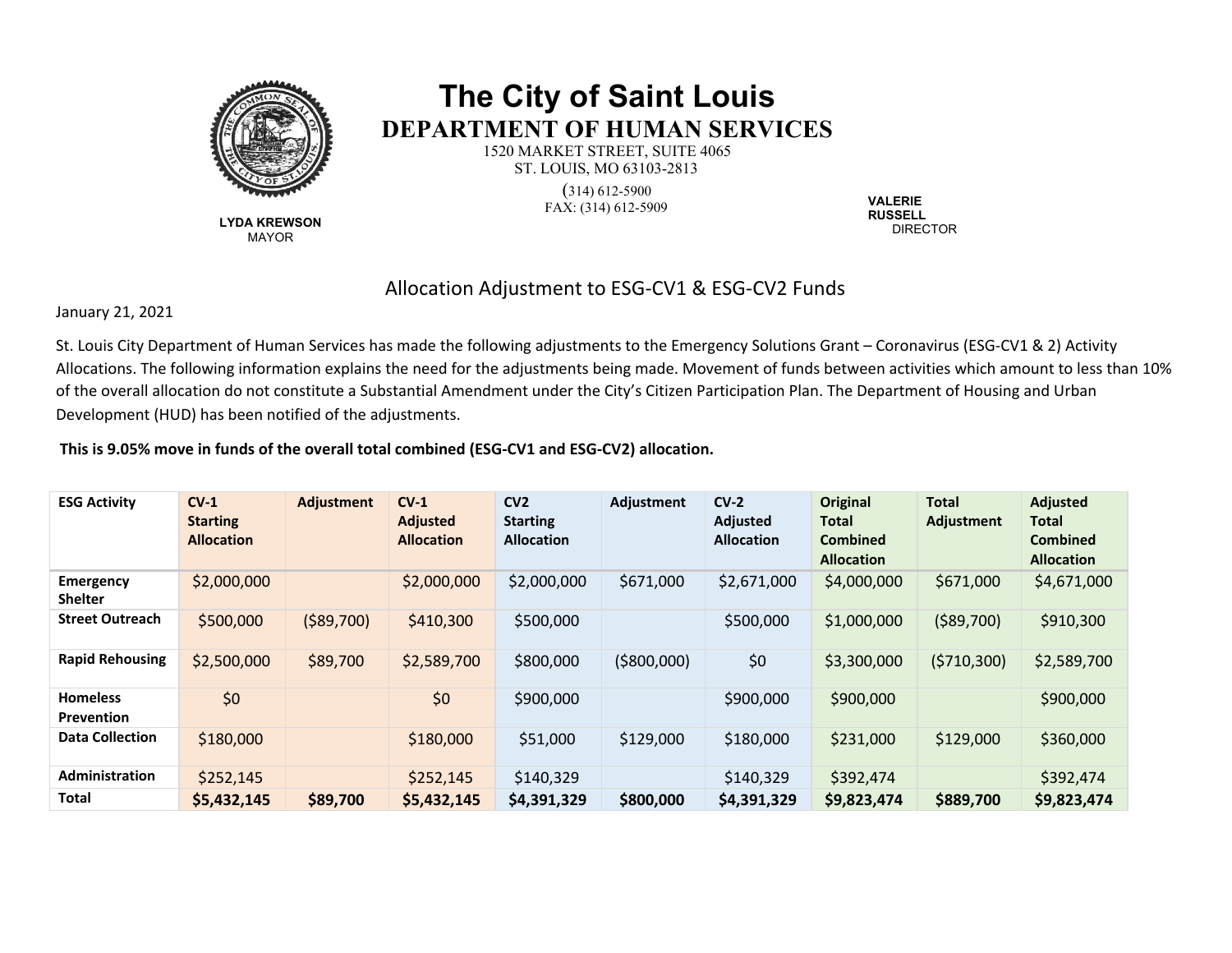# The City of Saint Louis

## DEPARTMENT OF HUMAN SERVICES

1520 MARKET STREET, SUITE 4065
ST. LOUIS, MO 63103-2813
(314) 612-5900
FAX: (314) 612-5909

**LYDA KREWSON**
MAYOR

**VALERIE RUSSELL**
DIRECTOR

## Allocation Adjustment to ESG-CV1 & ESG-CV2 Funds

January 21, 2021

St. Louis City Department of Human Services has made the following adjustments to the Emergency Solutions Grant – Coronavirus (ESG-CV1 & 2) Activity Allocations. The following information explains the need for the adjustments being made. Movement of funds between activities which amount to less than 10% of the overall allocation do not constitute a Substantial Amendment under the City's Citizen Participation Plan. The Department of Housing and Urban Development (HUD) has been notified of the adjustments.

**This is 9.05% move in funds of the overall total combined (ESG-CV1 and ESG-CV2) allocation.**

| ESG Activity | CV-1 Starting Allocation | Adjustment | CV-1 Adjusted Allocation | CV2 Starting Allocation | Adjustment | CV-2 Adjusted Allocation | Original Total Combined Allocation | Total Adjustment | Adjusted Total Combined Allocation |
|---|---|---|---|---|---|---|---|---|---|
| **Emergency Shelter** | $2,000,000 | | $2,000,000 | $2,000,000 | $671,000 | $2,671,000 | $4,000,000 | $671,000 | $4,671,000 |
| **Street Outreach** | $500,000 | ($89,700) | $410,300 | $500,000 | | $500,000 | $1,000,000 | ($89,700) | $910,300 |
| **Rapid Rehousing** | $2,500,000 | $89,700 | $2,589,700 | $800,000 | ($800,000) | $0 | $3,300,000 | ($710,300) | $2,589,700 |
| **Homeless Prevention** | $0 | | $0 | $900,000 | | $900,000 | $900,000 | | $900,000 |
| **Data Collection** | $180,000 | | $180,000 | $51,000 | $129,000 | $180,000 | $231,000 | $129,000 | $360,000 |
| **Administration** | $252,145 | | $252,145 | $140,329 | | $140,329 | $392,474 | | $392,474 |
| **Total** | **$5,432,145** | **$89,700** | **$5,432,145** | **$4,391,329** | **$800,000** | **$4,391,329** | **$9,823,474** | **$889,700** | **$9,823,474** |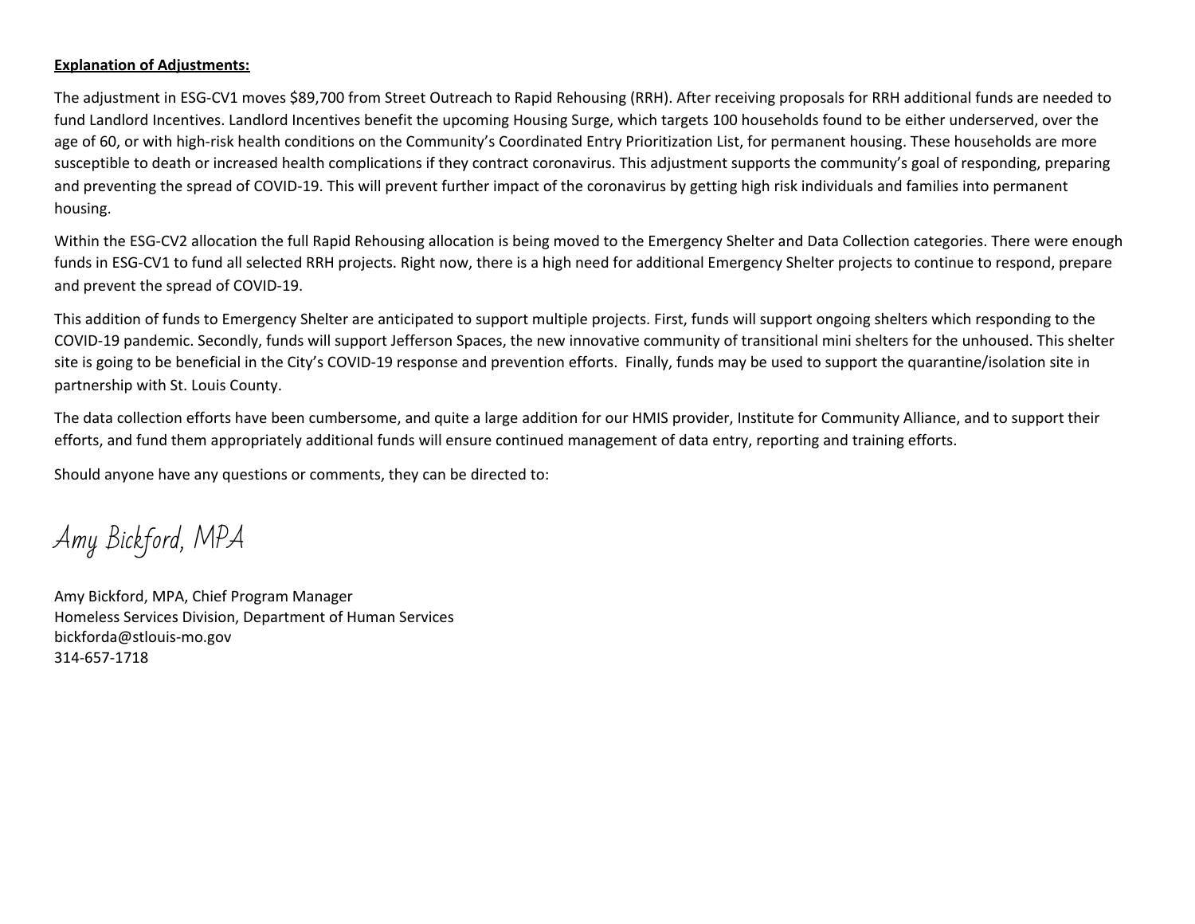**Explanation of Adjustments:**

The adjustment in ESG-CV1 moves $89,700 from Street Outreach to Rapid Rehousing (RRH). After receiving proposals for RRH additional funds are needed to fund Landlord Incentives. Landlord Incentives benefit the upcoming Housing Surge, which targets 100 households found to be either underserved, over the age of 60, or with high-risk health conditions on the Community's Coordinated Entry Prioritization List, for permanent housing. These households are more susceptible to death or increased health complications if they contract coronavirus. This adjustment supports the community's goal of responding, preparing and preventing the spread of COVID-19. This will prevent further impact of the coronavirus by getting high risk individuals and families into permanent housing.

Within the ESG-CV2 allocation the full Rapid Rehousing allocation is being moved to the Emergency Shelter and Data Collection categories. There were enough funds in ESG-CV1 to fund all selected RRH projects. Right now, there is a high need for additional Emergency Shelter projects to continue to respond, prepare and prevent the spread of COVID-19.

This addition of funds to Emergency Shelter are anticipated to support multiple projects. First, funds will support ongoing shelters which responding to the COVID-19 pandemic. Secondly, funds will support Jefferson Spaces, the new innovative community of transitional mini shelters for the unhoused. This shelter site is going to be beneficial in the City's COVID-19 response and prevention efforts. Finally, funds may be used to support the quarantine/isolation site in partnership with St. Louis County.

The data collection efforts have been cumbersome, and quite a large addition for our HMIS provider, Institute for Community Alliance, and to support their efforts, and fund them appropriately additional funds will ensure continued management of data entry, reporting and training efforts.

Should anyone have any questions or comments, they can be directed to:

*Amy Bickford, MPA*

Amy Bickford, MPA, Chief Program Manager
Homeless Services Division, Department of Human Services
bickforda@stlouis-mo.gov
314-657-1718